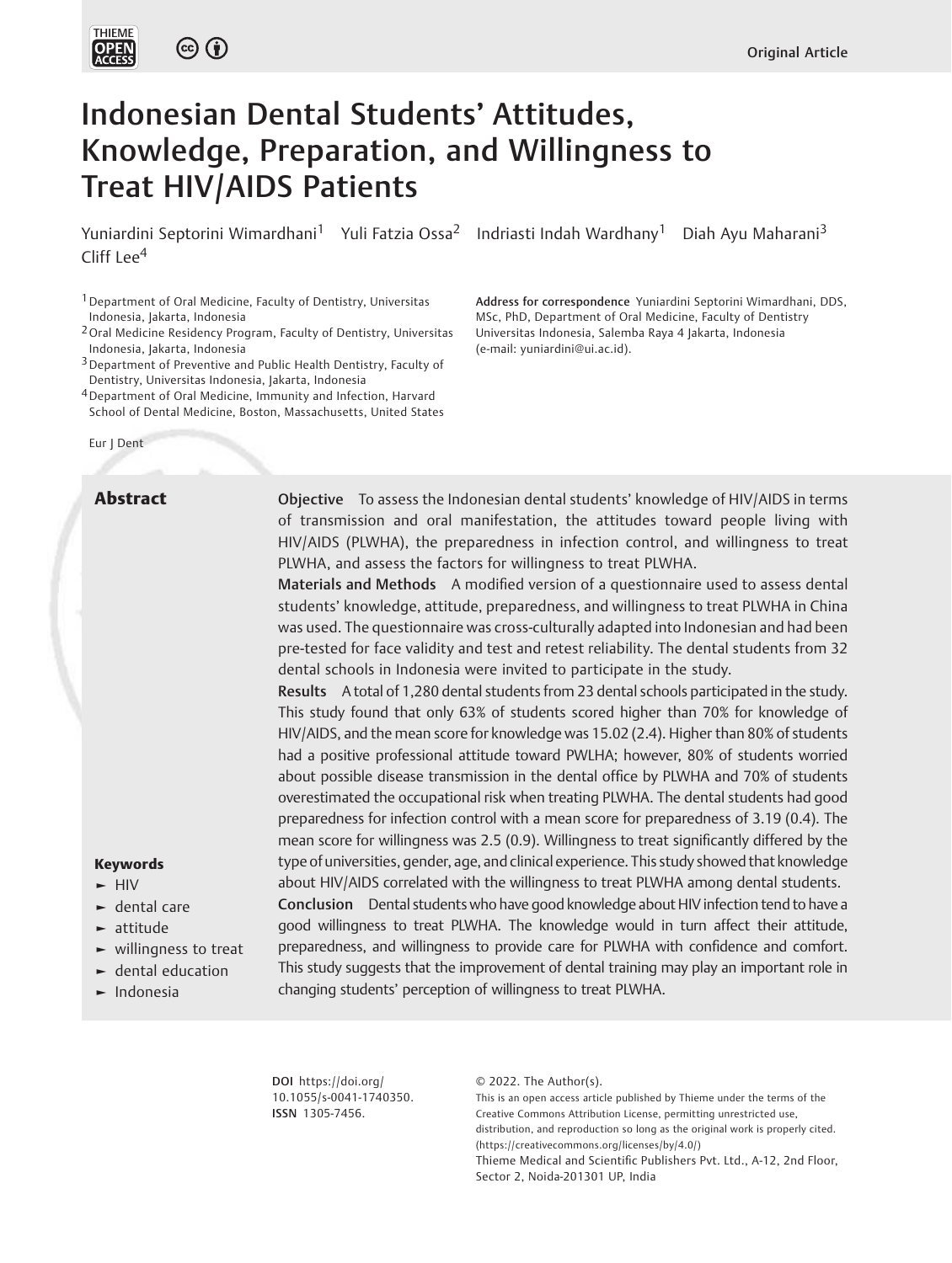# Indonesian Dental Students' Attitudes, Knowledge, Preparation, and Willingness to Treat HIV/AIDS Patients

Yuniardini Septorini Wimardhani[1] Yuli Fatzia Ossa[2] Indriasti Indah Wardhany[1] Diah Ayu Maharani[3] Cliff Lee[4]

[1] Department of Oral Medicine, Faculty of Dentistry, Universitas Indonesia, Jakarta, Indonesia
[2] Oral Medicine Residency Program, Faculty of Dentistry, Universitas Indonesia, Jakarta, Indonesia
[3] Department of Preventive and Public Health Dentistry, Faculty of Dentistry, Universitas Indonesia, Jakarta, Indonesia
[4] Department of Oral Medicine, Immunity and Infection, Harvard School of Dental Medicine, Boston, Massachusetts, United States

**Address for correspondence** Yuniardini Septorini Wimardhani, DDS, MSc, PhD, Department of Oral Medicine, Faculty of Dentistry Universitas Indonesia, Salemba Raya 4 Jakarta, Indonesia (e-mail: yuniardini@ui.ac.id).

Eur J Dent

## Abstract

**Objective** To assess the Indonesian dental students' knowledge of HIV/AIDS in terms of transmission and oral manifestation, the attitudes toward people living with HIV/AIDS (PLWHA), the preparedness in infection control, and willingness to treat PLWHA, and assess the factors for willingness to treat PLWHA.

**Materials and Methods** A modified version of a questionnaire used to assess dental students' knowledge, attitude, preparedness, and willingness to treat PLWHA in China was used. The questionnaire was cross-culturally adapted into Indonesian and had been pre-tested for face validity and test and retest reliability. The dental students from 32 dental schools in Indonesia were invited to participate in the study.

**Results** A total of 1,280 dental students from 23 dental schools participated in the study. This study found that only 63% of students scored higher than 70% for knowledge of HIV/AIDS, and the mean score for knowledge was 15.02 (2.4). Higher than 80% of students had a positive professional attitude toward PWLHA; however, 80% of students worried about possible disease transmission in the dental office by PLWHA and 70% of students overestimated the occupational risk when treating PLWHA. The dental students had good preparedness for infection control with a mean score for preparedness of 3.19 (0.4). The mean score for willingness was 2.5 (0.9). Willingness to treat significantly differed by the type of universities, gender, age, and clinical experience. This study showed that knowledge about HIV/AIDS correlated with the willingness to treat PLWHA among dental students.

**Conclusion** Dental students who have good knowledge about HIV infection tend to have a good willingness to treat PLWHA. The knowledge would in turn affect their attitude, preparedness, and willingness to provide care for PLWHA with confidence and comfort. This study suggests that the improvement of dental training may play an important role in changing students' perception of willingness to treat PLWHA.

**Keywords**
- HIV
- dental care
- attitude
- willingness to treat
- dental education
- Indonesia

**DOI** https://doi.org/10.1055/s-0041-1740350.
**ISSN** 1305-7456.

© 2022. The Author(s).
This is an open access article published by Thieme under the terms of the Creative Commons Attribution License, permitting unrestricted use, distribution, and reproduction so long as the original work is properly cited. (https://creativecommons.org/licenses/by/4.0/)
Thieme Medical and Scientific Publishers Pvt. Ltd., A-12, 2nd Floor, Sector 2, Noida-201301 UP, India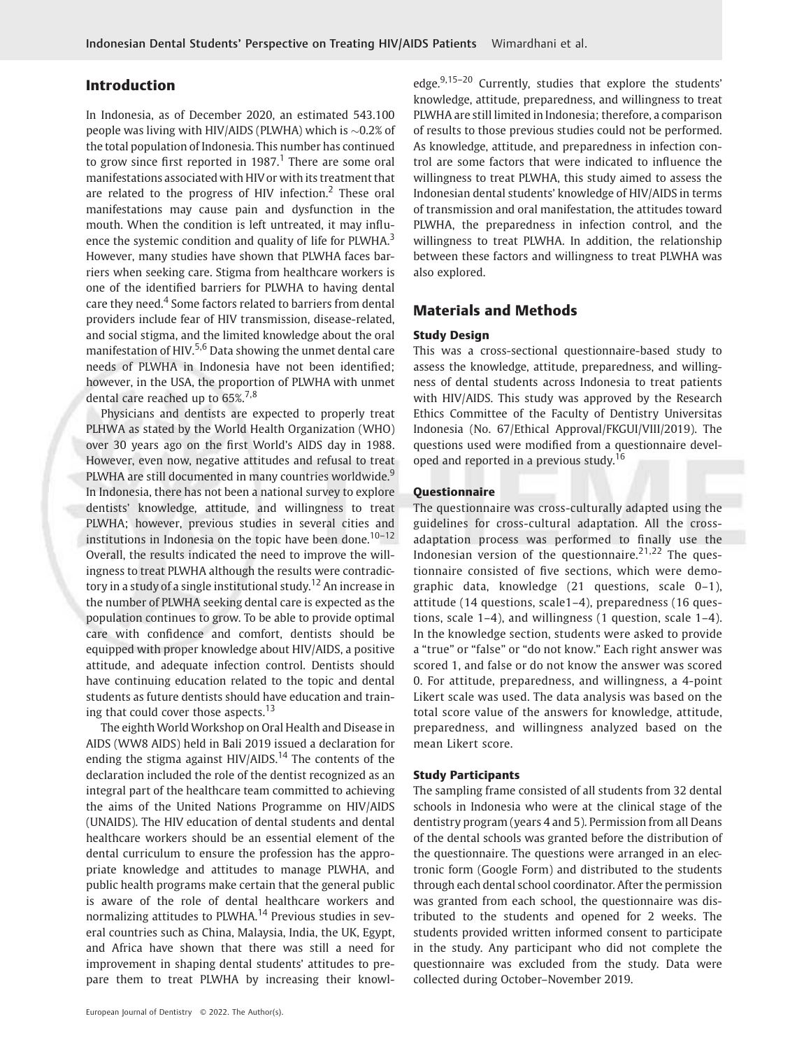## Introduction

In Indonesia, as of December 2020, an estimated 543.100 people was living with HIV/AIDS (PLWHA) which is ~0.2% of the total population of Indonesia. This number has continued to grow since first reported in 1987.[1] There are some oral manifestations associated with HIV or with its treatment that are related to the progress of HIV infection.[2] These oral manifestations may cause pain and dysfunction in the mouth. When the condition is left untreated, it may influence the systemic condition and quality of life for PLWHA.[3] However, many studies have shown that PLWHA faces barriers when seeking care. Stigma from healthcare workers is one of the identified barriers for PLWHA to having dental care they need.[4] Some factors related to barriers from dental providers include fear of HIV transmission, disease-related, and social stigma, and the limited knowledge about the oral manifestation of HIV.[5,6] Data showing the unmet dental care needs of PLWHA in Indonesia have not been identified; however, in the USA, the proportion of PLWHA with unmet dental care reached up to 65%.[7,8]

Physicians and dentists are expected to properly treat PLHWA as stated by the World Health Organization (WHO) over 30 years ago on the first World's AIDS day in 1988. However, even now, negative attitudes and refusal to treat PLWHA are still documented in many countries worldwide.[9] In Indonesia, there has not been a national survey to explore dentists' knowledge, attitude, and willingness to treat PLWHA; however, previous studies in several cities and institutions in Indonesia on the topic have been done.[10–12] Overall, the results indicated the need to improve the willingness to treat PLWHA although the results were contradictory in a study of a single institutional study.[12] An increase in the number of PLWHA seeking dental care is expected as the population continues to grow. To be able to provide optimal care with confidence and comfort, dentists should be equipped with proper knowledge about HIV/AIDS, a positive attitude, and adequate infection control. Dentists should have continuing education related to the topic and dental students as future dentists should have education and training that could cover those aspects.[13]

The eighth World Workshop on Oral Health and Disease in AIDS (WW8 AIDS) held in Bali 2019 issued a declaration for ending the stigma against HIV/AIDS.[14] The contents of the declaration included the role of the dentist recognized as an integral part of the healthcare team committed to achieving the aims of the United Nations Programme on HIV/AIDS (UNAIDS). The HIV education of dental students and dental healthcare workers should be an essential element of the dental curriculum to ensure the profession has the appropriate knowledge and attitudes to manage PLWHA, and public health programs make certain that the general public is aware of the role of dental healthcare workers and normalizing attitudes to PLWHA.[14] Previous studies in several countries such as China, Malaysia, India, the UK, Egypt, and Africa have shown that there was still a need for improvement in shaping dental students' attitudes to prepare them to treat PLWHA by increasing their knowledge.[9,15–20] Currently, studies that explore the students' knowledge, attitude, preparedness, and willingness to treat PLWHA are still limited in Indonesia; therefore, a comparison of results to those previous studies could not be performed. As knowledge, attitude, and preparedness in infection control are some factors that were indicated to influence the willingness to treat PLWHA, this study aimed to assess the Indonesian dental students' knowledge of HIV/AIDS in terms of transmission and oral manifestation, the attitudes toward PLWHA, the preparedness in infection control, and the willingness to treat PLWHA. In addition, the relationship between these factors and willingness to treat PLWHA was also explored.

## Materials and Methods

### Study Design

This was a cross-sectional questionnaire-based study to assess the knowledge, attitude, preparedness, and willingness of dental students across Indonesia to treat patients with HIV/AIDS. This study was approved by the Research Ethics Committee of the Faculty of Dentistry Universitas Indonesia (No. 67/Ethical Approval/FKGUI/VIII/2019). The questions used were modified from a questionnaire developed and reported in a previous study.[16]

### Questionnaire

The questionnaire was cross-culturally adapted using the guidelines for cross-cultural adaptation. All the cross-adaptation process was performed to finally use the Indonesian version of the questionnaire.[21,22] The questionnaire consisted of five sections, which were demographic data, knowledge (21 questions, scale 0–1), attitude (14 questions, scale1–4), preparedness (16 questions, scale 1–4), and willingness (1 question, scale 1–4). In the knowledge section, students were asked to provide a "true" or "false" or "do not know." Each right answer was scored 1, and false or do not know the answer was scored 0. For attitude, preparedness, and willingness, a 4-point Likert scale was used. The data analysis was based on the total score value of the answers for knowledge, attitude, preparedness, and willingness analyzed based on the mean Likert score.

### Study Participants

The sampling frame consisted of all students from 32 dental schools in Indonesia who were at the clinical stage of the dentistry program (years 4 and 5). Permission from all Deans of the dental schools was granted before the distribution of the questionnaire. The questions were arranged in an electronic form (Google Form) and distributed to the students through each dental school coordinator. After the permission was granted from each school, the questionnaire was distributed to the students and opened for 2 weeks. The students provided written informed consent to participate in the study. Any participant who did not complete the questionnaire was excluded from the study. Data were collected during October–November 2019.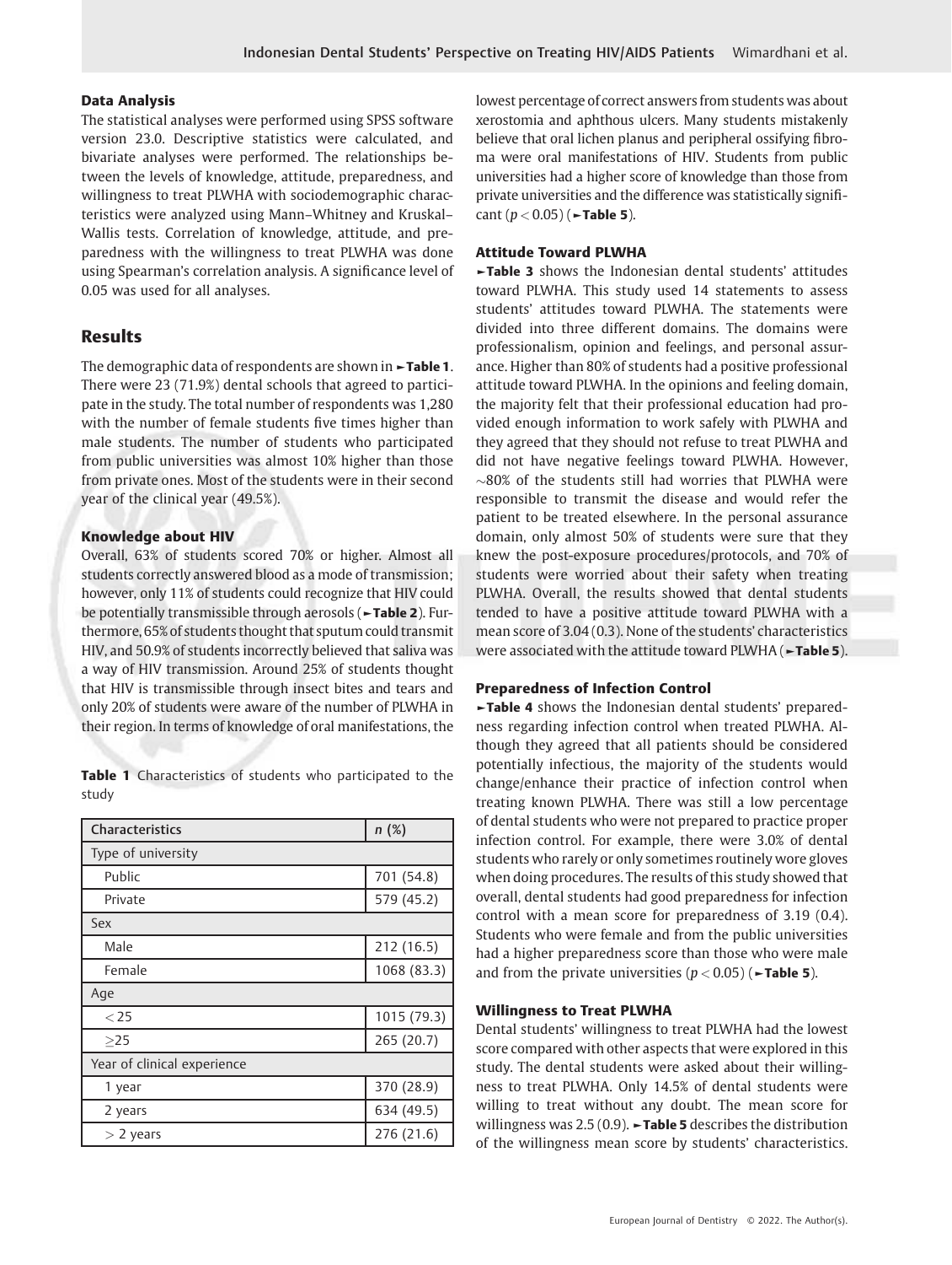### Data Analysis

The statistical analyses were performed using SPSS software version 23.0. Descriptive statistics were calculated, and bivariate analyses were performed. The relationships between the levels of knowledge, attitude, preparedness, and willingness to treat PLWHA with sociodemographic characteristics were analyzed using Mann–Whitney and Kruskal–Wallis tests. Correlation of knowledge, attitude, and preparedness with the willingness to treat PLWHA was done using Spearman's correlation analysis. A significance level of 0.05 was used for all analyses.

## Results

The demographic data of respondents are shown in ►**Table 1**. There were 23 (71.9%) dental schools that agreed to participate in the study. The total number of respondents was 1,280 with the number of female students five times higher than male students. The number of students who participated from public universities was almost 10% higher than those from private ones. Most of the students were in their second year of the clinical year (49.5%).

### Knowledge about HIV

Overall, 63% of students scored 70% or higher. Almost all students correctly answered blood as a mode of transmission; however, only 11% of students could recognize that HIV could be potentially transmissible through aerosols (►**Table 2**). Furthermore, 65% of students thought that sputum could transmit HIV, and 50.9% of students incorrectly believed that saliva was a way of HIV transmission. Around 25% of students thought that HIV is transmissible through insect bites and tears and only 20% of students were aware of the number of PLWHA in their region. In terms of knowledge of oral manifestations, the lowest percentage of correct answers from students was about xerostomia and aphthous ulcers. Many students mistakenly believe that oral lichen planus and peripheral ossifying fibroma were oral manifestations of HIV. Students from public universities had a higher score of knowledge than those from private universities and the difference was statistically significant ($p < 0.05$) (►**Table 5**).

**Table 1** Characteristics of students who participated to the study

| Characteristics | *n* (%) |
|---|---|
| Type of university | |
| Public | 701 (54.8) |
| Private | 579 (45.2) |
| Sex | |
| Male | 212 (16.5) |
| Female | 1068 (83.3) |
| Age | |
| $<25$ | 1015 (79.3) |
| $\geq 25$ | 265 (20.7) |
| Year of clinical experience | |
| 1 year | 370 (28.9) |
| 2 years | 634 (49.5) |
| $>2$ years | 276 (21.6) |

### Attitude Toward PLWHA

►**Table 3** shows the Indonesian dental students' attitudes toward PLWHA. This study used 14 statements to assess students' attitudes toward PLWHA. The statements were divided into three different domains. The domains were professionalism, opinion and feelings, and personal assurance. Higher than 80% of students had a positive professional attitude toward PLWHA. In the opinions and feeling domain, the majority felt that their professional education had provided enough information to work safely with PLWHA and they agreed that they should not refuse to treat PLWHA and did not have negative feelings toward PLWHA. However, ~80% of the students still had worries that PLWHA were responsible to transmit the disease and would refer the patient to be treated elsewhere. In the personal assurance domain, only almost 50% of students were sure that they knew the post-exposure procedures/protocols, and 70% of students were worried about their safety when treating PLWHA. Overall, the results showed that dental students tended to have a positive attitude toward PLWHA with a mean score of 3.04 (0.3). None of the students' characteristics were associated with the attitude toward PLWHA (►**Table 5**).

### Preparedness of Infection Control

►**Table 4** shows the Indonesian dental students' preparedness regarding infection control when treated PLWHA. Although they agreed that all patients should be considered potentially infectious, the majority of the students would change/enhance their practice of infection control when treating known PLWHA. There was still a low percentage of dental students who were not prepared to practice proper infection control. For example, there were 3.0% of dental students who rarely or only sometimes routinely wore gloves when doing procedures. The results of this study showed that overall, dental students had good preparedness for infection control with a mean score for preparedness of 3.19 (0.4). Students who were female and from the public universities had a higher preparedness score than those who were male and from the private universities ($p < 0.05$) (►**Table 5**).

### Willingness to Treat PLWHA

Dental students' willingness to treat PLWHA had the lowest score compared with other aspects that were explored in this study. The dental students were asked about their willingness to treat PLWHA. Only 14.5% of dental students were willing to treat without any doubt. The mean score for willingness was 2.5 (0.9). ►**Table 5** describes the distribution of the willingness mean score by students' characteristics.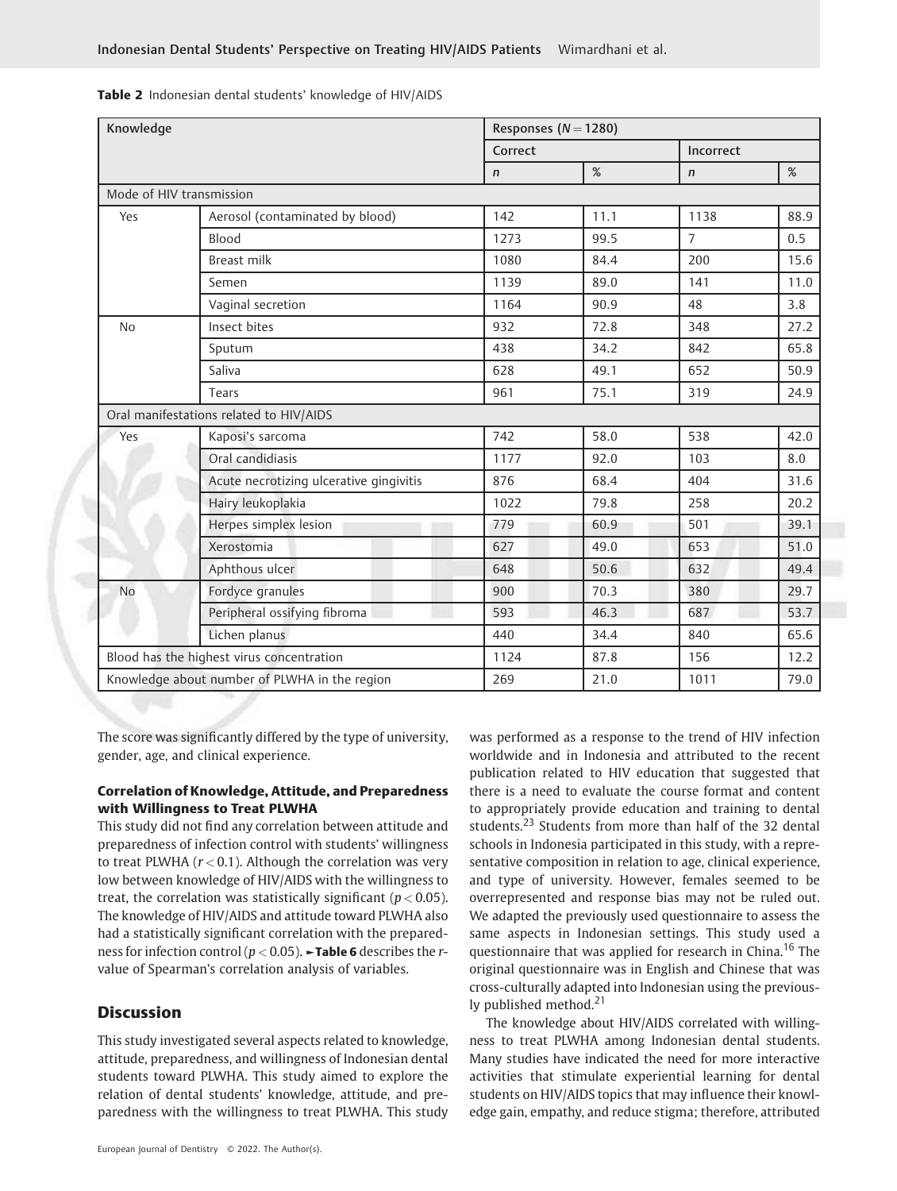**Table 2** Indonesian dental students' knowledge of HIV/AIDS

| Knowledge | | Responses ($N = 1280$) | | | |
|---|---|---|---|---|---|
| | | Correct | | Incorrect | |
| | | $n$ | % | $n$ | % |
| Mode of HIV transmission | | | | | |
| Yes | Aerosol (contaminated by blood) | 142 | 11.1 | 1138 | 88.9 |
| | Blood | 1273 | 99.5 | 7 | 0.5 |
| | Breast milk | 1080 | 84.4 | 200 | 15.6 |
| | Semen | 1139 | 89.0 | 141 | 11.0 |
| | Vaginal secretion | 1164 | 90.9 | 48 | 3.8 |
| No | Insect bites | 932 | 72.8 | 348 | 27.2 |
| | Sputum | 438 | 34.2 | 842 | 65.8 |
| | Saliva | 628 | 49.1 | 652 | 50.9 |
| | Tears | 961 | 75.1 | 319 | 24.9 |
| Oral manifestations related to HIV/AIDS | | | | | |
| Yes | Kaposi's sarcoma | 742 | 58.0 | 538 | 42.0 |
| | Oral candidiasis | 1177 | 92.0 | 103 | 8.0 |
| | Acute necrotizing ulcerative gingivitis | 876 | 68.4 | 404 | 31.6 |
| | Hairy leukoplakia | 1022 | 79.8 | 258 | 20.2 |
| | Herpes simplex lesion | 779 | 60.9 | 501 | 39.1 |
| | Xerostomia | 627 | 49.0 | 653 | 51.0 |
| | Aphthous ulcer | 648 | 50.6 | 632 | 49.4 |
| No | Fordyce granules | 900 | 70.3 | 380 | 29.7 |
| | Peripheral ossifying fibroma | 593 | 46.3 | 687 | 53.7 |
| | Lichen planus | 440 | 34.4 | 840 | 65.6 |
| Blood has the highest virus concentration | | 1124 | 87.8 | 156 | 12.2 |
| Knowledge about number of PLWHA in the region | | 269 | 21.0 | 1011 | 79.0 |

The score was significantly differed by the type of university, gender, age, and clinical experience.

#### Correlation of Knowledge, Attitude, and Preparedness with Willingness to Treat PLWHA

This study did not find any correlation between attitude and preparedness of infection control with students' willingness to treat PLWHA ($r < 0.1$). Although the correlation was very low between knowledge of HIV/AIDS with the willingness to treat, the correlation was statistically significant ($p < 0.05$). The knowledge of HIV/AIDS and attitude toward PLWHA also had a statistically significant correlation with the preparedness for infection control ($p < 0.05$). ►**Table 6** describes the $r$-value of Spearman's correlation analysis of variables.

## Discussion

This study investigated several aspects related to knowledge, attitude, preparedness, and willingness of Indonesian dental students toward PLWHA. This study aimed to explore the relation of dental students' knowledge, attitude, and preparedness with the willingness to treat PLWHA. This study was performed as a response to the trend of HIV infection worldwide and in Indonesia and attributed to the recent publication related to HIV education that suggested that there is a need to evaluate the course format and content to appropriately provide education and training to dental students.[23] Students from more than half of the 32 dental schools in Indonesia participated in this study, with a representative composition in relation to age, clinical experience, and type of university. However, females seemed to be overrepresented and response bias may not be ruled out. We adapted the previously used questionnaire to assess the same aspects in Indonesian settings. This study used a questionnaire that was applied for research in China.[16] The original questionnaire was in English and Chinese that was cross-culturally adapted into Indonesian using the previously published method.[21]

The knowledge about HIV/AIDS correlated with willingness to treat PLWHA among Indonesian dental students. Many studies have indicated the need for more interactive activities that stimulate experiential learning for dental students on HIV/AIDS topics that may influence their knowledge gain, empathy, and reduce stigma; therefore, attributed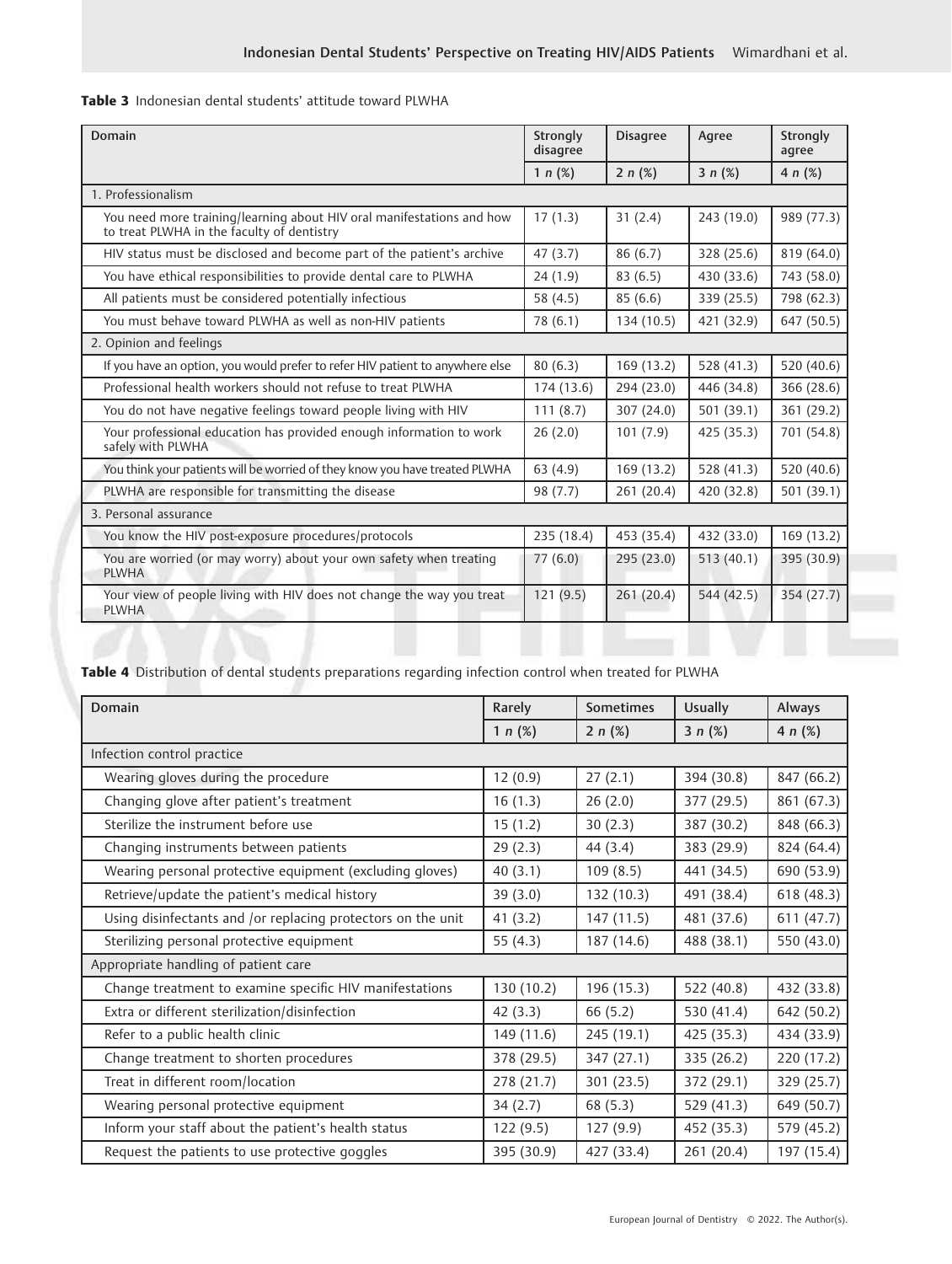**Table 3** Indonesian dental students' attitude toward PLWHA

| Domain | Strongly disagree | Disagree | Agree | Strongly agree |
|---|---|---|---|---|
| | 1 *n* (%) | 2 *n* (%) | 3 *n* (%) | 4 *n* (%) |
| 1. Professionalism | | | | |
| You need more training/learning about HIV oral manifestations and how to treat PLWHA in the faculty of dentistry | 17 (1.3) | 31 (2.4) | 243 (19.0) | 989 (77.3) |
| HIV status must be disclosed and become part of the patient's archive | 47 (3.7) | 86 (6.7) | 328 (25.6) | 819 (64.0) |
| You have ethical responsibilities to provide dental care to PLWHA | 24 (1.9) | 83 (6.5) | 430 (33.6) | 743 (58.0) |
| All patients must be considered potentially infectious | 58 (4.5) | 85 (6.6) | 339 (25.5) | 798 (62.3) |
| You must behave toward PLWHA as well as non-HIV patients | 78 (6.1) | 134 (10.5) | 421 (32.9) | 647 (50.5) |
| 2. Opinion and feelings | | | | |
| If you have an option, you would prefer to refer HIV patient to anywhere else | 80 (6.3) | 169 (13.2) | 528 (41.3) | 520 (40.6) |
| Professional health workers should not refuse to treat PLWHA | 174 (13.6) | 294 (23.0) | 446 (34.8) | 366 (28.6) |
| You do not have negative feelings toward people living with HIV | 111 (8.7) | 307 (24.0) | 501 (39.1) | 361 (29.2) |
| Your professional education has provided enough information to work safely with PLWHA | 26 (2.0) | 101 (7.9) | 425 (35.3) | 701 (54.8) |
| You think your patients will be worried of they know you have treated PLWHA | 63 (4.9) | 169 (13.2) | 528 (41.3) | 520 (40.6) |
| PLWHA are responsible for transmitting the disease | 98 (7.7) | 261 (20.4) | 420 (32.8) | 501 (39.1) |
| 3. Personal assurance | | | | |
| You know the HIV post-exposure procedures/protocols | 235 (18.4) | 453 (35.4) | 432 (33.0) | 169 (13.2) |
| You are worried (or may worry) about your own safety when treating PLWHA | 77 (6.0) | 295 (23.0) | 513 (40.1) | 395 (30.9) |
| Your view of people living with HIV does not change the way you treat PLWHA | 121 (9.5) | 261 (20.4) | 544 (42.5) | 354 (27.7) |

**Table 4** Distribution of dental students preparations regarding infection control when treated for PLWHA

| Domain | Rarely | Sometimes | Usually | Always |
|---|---|---|---|---|
| | 1 *n* (%) | 2 *n* (%) | 3 *n* (%) | 4 *n* (%) |
| Infection control practice | | | | |
| Wearing gloves during the procedure | 12 (0.9) | 27 (2.1) | 394 (30.8) | 847 (66.2) |
| Changing glove after patient's treatment | 16 (1.3) | 26 (2.0) | 377 (29.5) | 861 (67.3) |
| Sterilize the instrument before use | 15 (1.2) | 30 (2.3) | 387 (30.2) | 848 (66.3) |
| Changing instruments between patients | 29 (2.3) | 44 (3.4) | 383 (29.9) | 824 (64.4) |
| Wearing personal protective equipment (excluding gloves) | 40 (3.1) | 109 (8.5) | 441 (34.5) | 690 (53.9) |
| Retrieve/update the patient's medical history | 39 (3.0) | 132 (10.3) | 491 (38.4) | 618 (48.3) |
| Using disinfectants and /or replacing protectors on the unit | 41 (3.2) | 147 (11.5) | 481 (37.6) | 611 (47.7) |
| Sterilizing personal protective equipment | 55 (4.3) | 187 (14.6) | 488 (38.1) | 550 (43.0) |
| Appropriate handling of patient care | | | | |
| Change treatment to examine specific HIV manifestations | 130 (10.2) | 196 (15.3) | 522 (40.8) | 432 (33.8) |
| Extra or different sterilization/disinfection | 42 (3.3) | 66 (5.2) | 530 (41.4) | 642 (50.2) |
| Refer to a public health clinic | 149 (11.6) | 245 (19.1) | 425 (35.3) | 434 (33.9) |
| Change treatment to shorten procedures | 378 (29.5) | 347 (27.1) | 335 (26.2) | 220 (17.2) |
| Treat in different room/location | 278 (21.7) | 301 (23.5) | 372 (29.1) | 329 (25.7) |
| Wearing personal protective equipment | 34 (2.7) | 68 (5.3) | 529 (41.3) | 649 (50.7) |
| Inform your staff about the patient's health status | 122 (9.5) | 127 (9.9) | 452 (35.3) | 579 (45.2) |
| Request the patients to use protective goggles | 395 (30.9) | 427 (33.4) | 261 (20.4) | 197 (15.4) |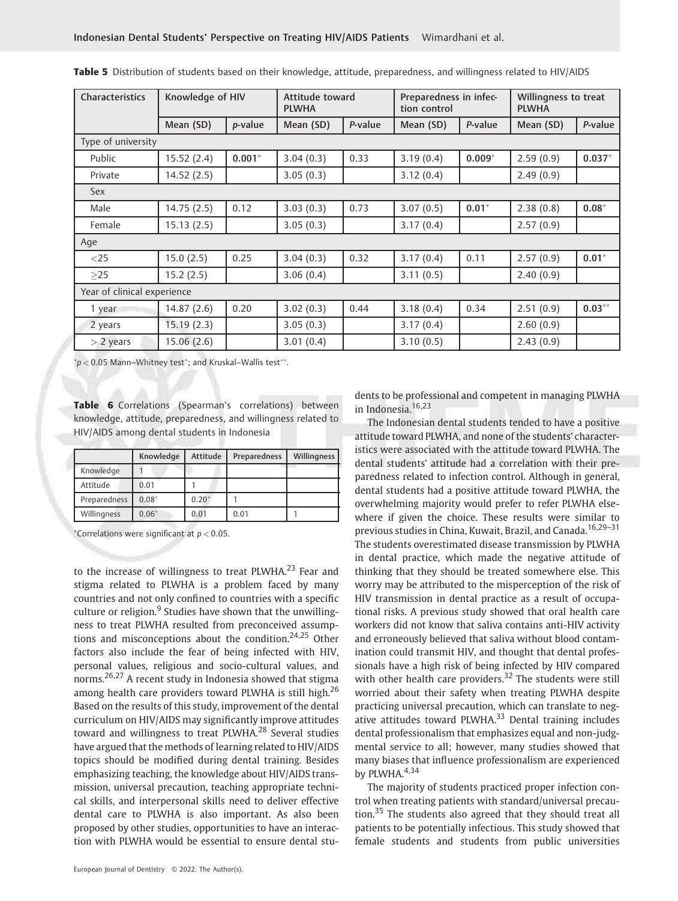**Table 5** Distribution of students based on their knowledge, attitude, preparedness, and willingness related to HIV/AIDS

| Characteristics | Knowledge of HIV | | Attitude toward PLWHA | | Preparedness in infection control | | Willingness to treat PLWHA | |
|---|---|---|---|---|---|---|---|---|
| | Mean (SD) | *p*-value | Mean (SD) | *P*-value | Mean (SD) | *P*-value | Mean (SD) | *P*-value |
| Type of university | | | | | | | | |
| Public | 15.52 (2.4) | **0.001*** | 3.04 (0.3) | 0.33 | 3.19 (0.4) | **0.009*** | 2.59 (0.9) | **0.037*** |
| Private | 14.52 (2.5) | | 3.05 (0.3) | | 3.12 (0.4) | | 2.49 (0.9) | |
| Sex | | | | | | | | |
| Male | 14.75 (2.5) | 0.12 | 3.03 (0.3) | 0.73 | 3.07 (0.5) | **0.01*** | 2.38 (0.8) | **0.08*** |
| Female | 15.13 (2.5) | | 3.05 (0.3) | | 3.17 (0.4) | | 2.57 (0.9) | |
| Age | | | | | | | | |
| <25 | 15.0 (2.5) | 0.25 | 3.04 (0.3) | 0.32 | 3.17 (0.4) | 0.11 | 2.57 (0.9) | **0.01*** |
| ≥25 | 15.2 (2.5) | | 3.06 (0.4) | | 3.11 (0.5) | | 2.40 (0.9) | |
| Year of clinical experience | | | | | | | | |
| 1 year | 14.87 (2.6) | 0.20 | 3.02 (0.3) | 0.44 | 3.18 (0.4) | 0.34 | 2.51 (0.9) | **0.03**** |
| 2 years | 15.19 (2.3) | | 3.05 (0.3) | | 3.17 (0.4) | | 2.60 (0.9) | |
| > 2 years | 15.06 (2.6) | | 3.01 (0.4) | | 3.10 (0.5) | | 2.43 (0.9) | |

*$p < 0.05$ Mann–Whitney test*; and Kruskal–Wallis test**.

**Table 6** Correlations (Spearman's correlations) between knowledge, attitude, preparedness, and willingness related to HIV/AIDS among dental students in Indonesia

| | Knowledge | Attitude | Preparedness | Willingness |
|---|---|---|---|---|
| Knowledge | 1 | | | |
| Attitude | 0.01 | 1 | | |
| Preparedness | 0.08* | 0.20* | 1 | |
| Willingness | 0.06* | 0.01 | 0.01 | 1 |

*Correlations were significant at $p < 0.05$.

to the increase of willingness to treat PLWHA.[23] Fear and stigma related to PLWHA is a problem faced by many countries and not only confined to countries with a specific culture or religion.[9] Studies have shown that the unwillingness to treat PLWHA resulted from preconceived assumptions and misconceptions about the condition.[24,25] Other factors also include the fear of being infected with HIV, personal values, religious and socio-cultural values, and norms.[26,27] A recent study in Indonesia showed that stigma among health care providers toward PLWHA is still high.[26] Based on the results of this study, improvement of the dental curriculum on HIV/AIDS may significantly improve attitudes toward and willingness to treat PLWHA.[28] Several studies have argued that the methods of learning related to HIV/AIDS topics should be modified during dental training. Besides emphasizing teaching, the knowledge about HIV/AIDS transmission, universal precaution, teaching appropriate technical skills, and interpersonal skills need to deliver effective dental care to PLWHA is also important. As also been proposed by other studies, opportunities to have an interaction with PLWHA would be essential to ensure dental students to be professional and competent in managing PLWHA in Indonesia.[16,23]

The Indonesian dental students tended to have a positive attitude toward PLWHA, and none of the students' characteristics were associated with the attitude toward PLWHA. The dental students' attitude had a correlation with their preparedness related to infection control. Although in general, dental students had a positive attitude toward PLWHA, the overwhelming majority would prefer to refer PLWHA elsewhere if given the choice. These results were similar to previous studies in China, Kuwait, Brazil, and Canada.[16,29–31] The students overestimated disease transmission by PLWHA in dental practice, which made the negative attitude of thinking that they should be treated somewhere else. This worry may be attributed to the misperception of the risk of HIV transmission in dental practice as a result of occupational risks. A previous study showed that oral health care workers did not know that saliva contains anti-HIV activity and erroneously believed that saliva without blood contamination could transmit HIV, and thought that dental professionals have a high risk of being infected by HIV compared with other health care providers.[32] The students were still worried about their safety when treating PLWHA despite practicing universal precaution, which can translate to negative attitudes toward PLWHA.[33] Dental training includes dental professionalism that emphasizes equal and non-judgmental service to all; however, many studies showed that many biases that influence professionalism are experienced by PLWHA.[4,34]

The majority of students practiced proper infection control when treating patients with standard/universal precaution.[35] The students also agreed that they should treat all patients to be potentially infectious. This study showed that female students and students from public universities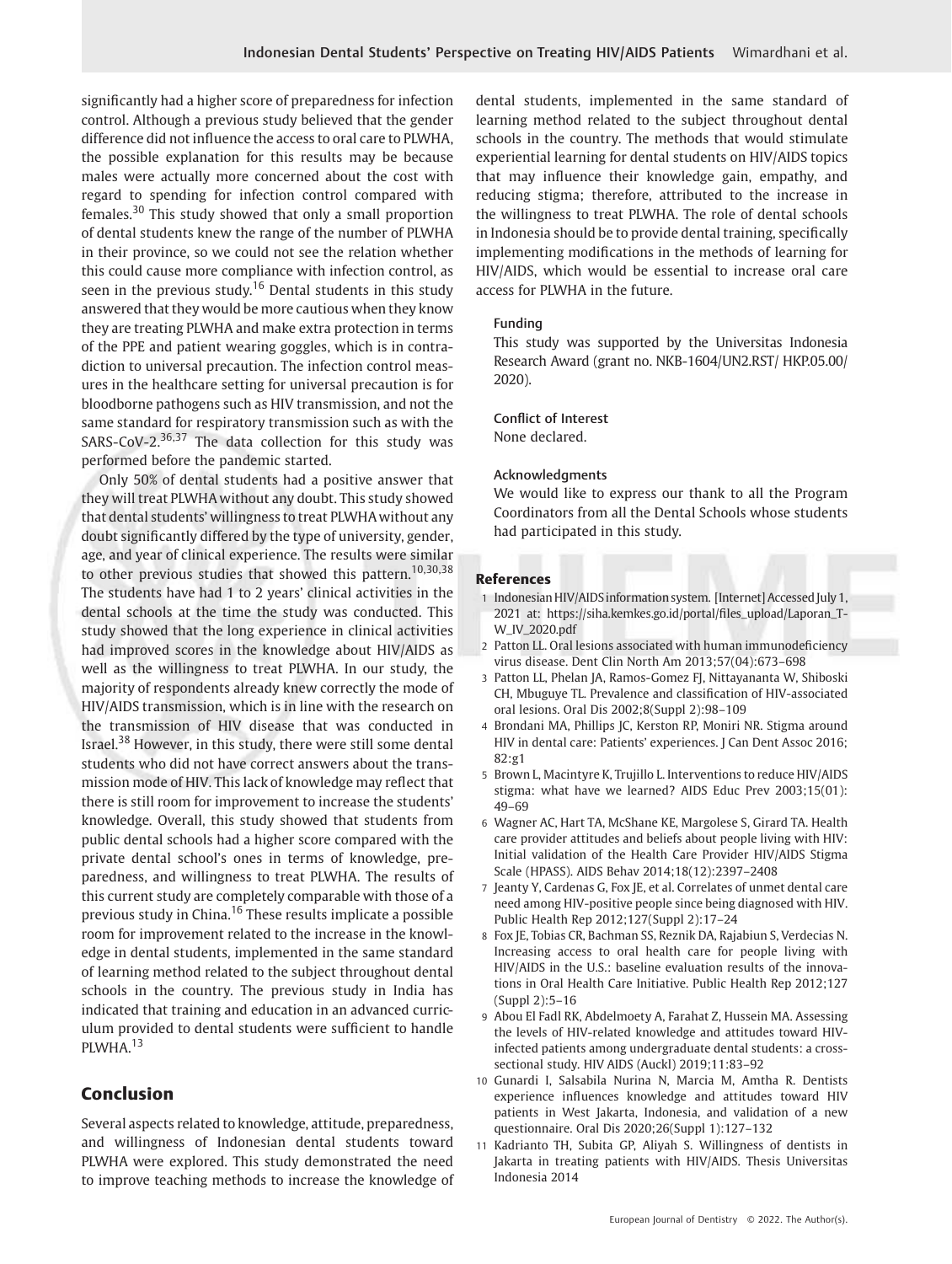significantly had a higher score of preparedness for infection control. Although a previous study believed that the gender difference did not influence the access to oral care to PLWHA, the possible explanation for this results may be because males were actually more concerned about the cost with regard to spending for infection control compared with females.[30] This study showed that only a small proportion of dental students knew the range of the number of PLWHA in their province, so we could not see the relation whether this could cause more compliance with infection control, as seen in the previous study.[16] Dental students in this study answered that they would be more cautious when they know they are treating PLWHA and make extra protection in terms of the PPE and patient wearing goggles, which is in contradiction to universal precaution. The infection control measures in the healthcare setting for universal precaution is for bloodborne pathogens such as HIV transmission, and not the same standard for respiratory transmission such as with the SARS-CoV-2.[36,37] The data collection for this study was performed before the pandemic started.

Only 50% of dental students had a positive answer that they will treat PLWHA without any doubt. This study showed that dental students' willingness to treat PLWHA without any doubt significantly differed by the type of university, gender, age, and year of clinical experience. The results were similar to other previous studies that showed this pattern.[10,30,38] The students have had 1 to 2 years' clinical activities in the dental schools at the time the study was conducted. This study showed that the long experience in clinical activities had improved scores in the knowledge about HIV/AIDS as well as the willingness to treat PLWHA. In our study, the majority of respondents already knew correctly the mode of HIV/AIDS transmission, which is in line with the research on the transmission of HIV disease that was conducted in Israel.[38] However, in this study, there were still some dental students who did not have correct answers about the transmission mode of HIV. This lack of knowledge may reflect that there is still room for improvement to increase the students' knowledge. Overall, this study showed that students from public dental schools had a higher score compared with the private dental school's ones in terms of knowledge, preparedness, and willingness to treat PLWHA. The results of this current study are completely comparable with those of a previous study in China.[16] These results implicate a possible room for improvement related to the increase in the knowledge in dental students, implemented in the same standard of learning method related to the subject throughout dental schools in the country. The previous study in India has indicated that training and education in an advanced curriculum provided to dental students were sufficient to handle PLWHA.[13]

## Conclusion

Several aspects related to knowledge, attitude, preparedness, and willingness of Indonesian dental students toward PLWHA were explored. This study demonstrated the need to improve teaching methods to increase the knowledge of dental students, implemented in the same standard of learning method related to the subject throughout dental schools in the country. The methods that would stimulate experiential learning for dental students on HIV/AIDS topics that may influence their knowledge gain, empathy, and reducing stigma; therefore, attributed to the increase in the willingness to treat PLWHA. The role of dental schools in Indonesia should be to provide dental training, specifically implementing modifications in the methods of learning for HIV/AIDS, which would be essential to increase oral care access for PLWHA in the future.

### Funding

This study was supported by the Universitas Indonesia Research Award (grant no. NKB-1604/UN2.RST/ HKP.05.00/ 2020).

### Conflict of Interest

None declared.

### Acknowledgments

We would like to express our thank to all the Program Coordinators from all the Dental Schools whose students had participated in this study.

## References

1. Indonesian HIV/AIDS information system. [Internet] Accessed July 1, 2021 at: https://siha.kemkes.go.id/portal/files_upload/Laporan_TW_IV_2020.pdf
2. Patton LL. Oral lesions associated with human immunodeficiency virus disease. Dent Clin North Am 2013;57(04):673–698
3. Patton LL, Phelan JA, Ramos-Gomez FJ, Nittayananta W, Shiboski CH, Mbuguye TL. Prevalence and classification of HIV-associated oral lesions. Oral Dis 2002;8(Suppl 2):98–109
4. Brondani MA, Phillips JC, Kerston RP, Moniri NR. Stigma around HIV in dental care: Patients' experiences. J Can Dent Assoc 2016; 82:g1
5. Brown L, Macintyre K, Trujillo L. Interventions to reduce HIV/AIDS stigma: what have we learned? AIDS Educ Prev 2003;15(01): 49–69
6. Wagner AC, Hart TA, McShane KE, Margolese S, Girard TA. Health care provider attitudes and beliefs about people living with HIV: Initial validation of the Health Care Provider HIV/AIDS Stigma Scale (HPASS). AIDS Behav 2014;18(12):2397–2408
7. Jeanty Y, Cardenas G, Fox JE, et al. Correlates of unmet dental care need among HIV-positive people since being diagnosed with HIV. Public Health Rep 2012;127(Suppl 2):17–24
8. Fox JE, Tobias CR, Bachman SS, Reznik DA, Rajabiun S, Verdecias N. Increasing access to oral health care for people living with HIV/AIDS in the U.S.: baseline evaluation results of the innovations in Oral Health Care Initiative. Public Health Rep 2012;127 (Suppl 2):5–16
9. Abou El Fadl RK, Abdelmoety A, Farahat Z, Hussein MA. Assessing the levels of HIV-related knowledge and attitudes toward HIV-infected patients among undergraduate dental students: a cross-sectional study. HIV AIDS (Auckl) 2019;11:83–92
10. Gunardi I, Salsabila Nurina N, Marcia M, Amtha R. Dentists experience influences knowledge and attitudes toward HIV patients in West Jakarta, Indonesia, and validation of a new questionnaire. Oral Dis 2020;26(Suppl 1):127–132
11. Kadrianto TH, Subita GP, Aliyah S. Willingness of dentists in Jakarta in treating patients with HIV/AIDS. Thesis Universitas Indonesia 2014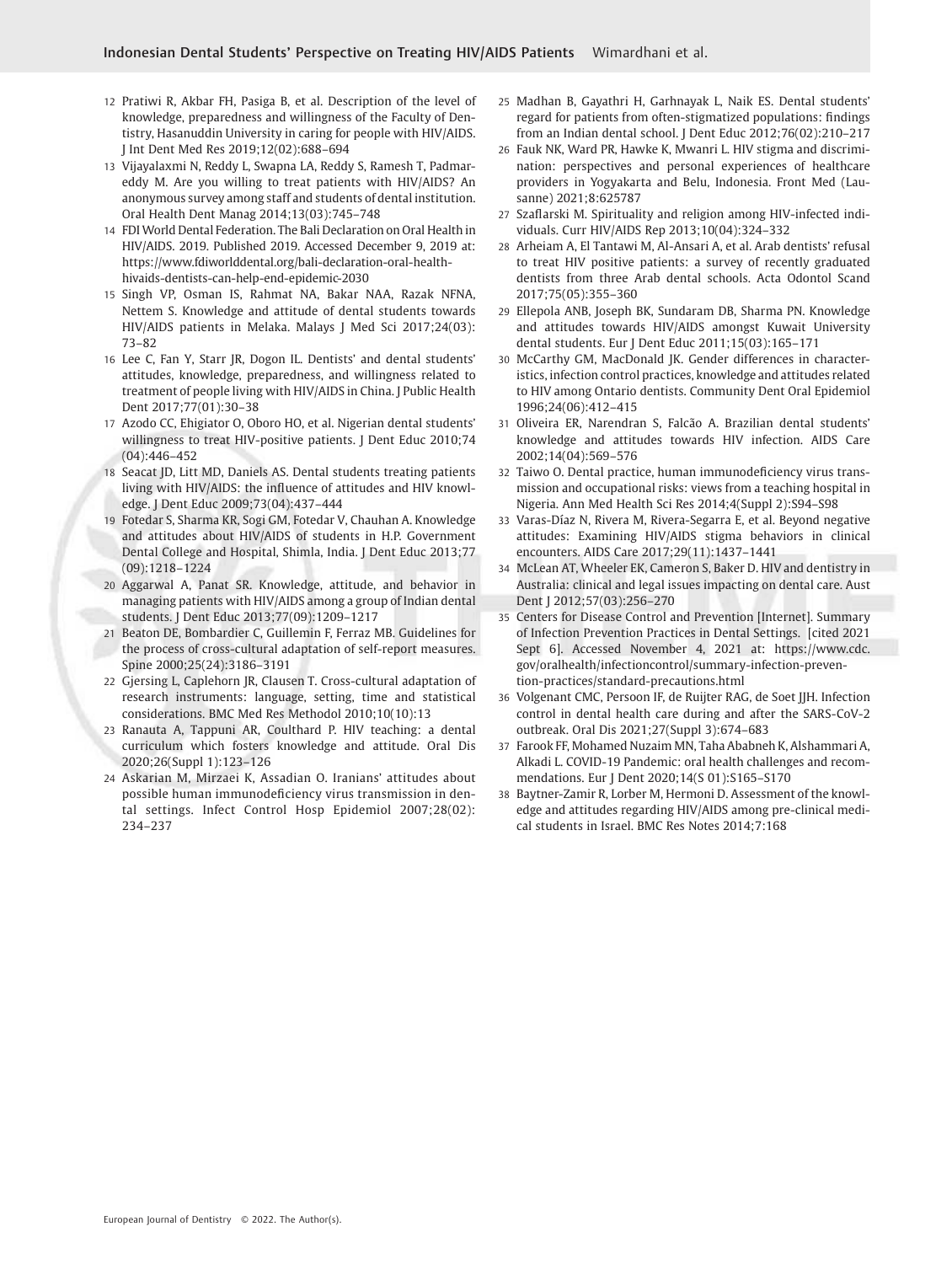12 Pratiwi R, Akbar FH, Pasiga B, et al. Description of the level of knowledge, preparedness and willingness of the Faculty of Dentistry, Hasanuddin University in caring for people with HIV/AIDS. J Int Dent Med Res 2019;12(02):688–694

13 Vijayalaxmi N, Reddy L, Swapna LA, Reddy S, Ramesh T, Padmareddy M. Are you willing to treat patients with HIV/AIDS? An anonymous survey among staff and students of dental institution. Oral Health Dent Manag 2014;13(03):745–748

14 FDI World Dental Federation. The Bali Declaration on Oral Health in HIV/AIDS. 2019. Published 2019. Accessed December 9, 2019 at: https://www.fdiworlddental.org/bali-declaration-oral-health-hivaids-dentists-can-help-end-epidemic-2030

15 Singh VP, Osman IS, Rahmat NA, Bakar NAA, Razak NFNA, Nettem S. Knowledge and attitude of dental students towards HIV/AIDS patients in Melaka. Malays J Med Sci 2017;24(03):73–82

16 Lee C, Fan Y, Starr JR, Dogon IL. Dentists' and dental students' attitudes, knowledge, preparedness, and willingness related to treatment of people living with HIV/AIDS in China. J Public Health Dent 2017;77(01):30–38

17 Azodo CC, Ehigiator O, Oboro HO, et al. Nigerian dental students' willingness to treat HIV-positive patients. J Dent Educ 2010;74(04):446–452

18 Seacat JD, Litt MD, Daniels AS. Dental students treating patients living with HIV/AIDS: the influence of attitudes and HIV knowledge. J Dent Educ 2009;73(04):437–444

19 Fotedar S, Sharma KR, Sogi GM, Fotedar V, Chauhan A. Knowledge and attitudes about HIV/AIDS of students in H.P. Government Dental College and Hospital, Shimla, India. J Dent Educ 2013;77(09):1218–1224

20 Aggarwal A, Panat SR. Knowledge, attitude, and behavior in managing patients with HIV/AIDS among a group of Indian dental students. J Dent Educ 2013;77(09):1209–1217

21 Beaton DE, Bombardier C, Guillemin F, Ferraz MB. Guidelines for the process of cross-cultural adaptation of self-report measures. Spine 2000;25(24):3186–3191

22 Gjersing L, Caplehorn JR, Clausen T. Cross-cultural adaptation of research instruments: language, setting, time and statistical considerations. BMC Med Res Methodol 2010;10(10):13

23 Ranauta A, Tappuni AR, Coulthard P. HIV teaching: a dental curriculum which fosters knowledge and attitude. Oral Dis 2020;26(Suppl 1):123–126

24 Askarian M, Mirzaei K, Assadian O. Iranians' attitudes about possible human immunodeficiency virus transmission in dental settings. Infect Control Hosp Epidemiol 2007;28(02):234–237

25 Madhan B, Gayathri H, Garhnayak L, Naik ES. Dental students' regard for patients from often-stigmatized populations: findings from an Indian dental school. J Dent Educ 2012;76(02):210–217

26 Fauk NK, Ward PR, Hawke K, Mwanri L. HIV stigma and discrimination: perspectives and personal experiences of healthcare providers in Yogyakarta and Belu, Indonesia. Front Med (Lausanne) 2021;8:625787

27 Szaflarski M. Spirituality and religion among HIV-infected individuals. Curr HIV/AIDS Rep 2013;10(04):324–332

28 Arheiam A, El Tantawi M, Al-Ansari A, et al. Arab dentists' refusal to treat HIV positive patients: a survey of recently graduated dentists from three Arab dental schools. Acta Odontol Scand 2017;75(05):355–360

29 Ellepola ANB, Joseph BK, Sundaram DB, Sharma PN. Knowledge and attitudes towards HIV/AIDS amongst Kuwait University dental students. Eur J Dent Educ 2011;15(03):165–171

30 McCarthy GM, MacDonald JK. Gender differences in characteristics, infection control practices, knowledge and attitudes related to HIV among Ontario dentists. Community Dent Oral Epidemiol 1996;24(06):412–415

31 Oliveira ER, Narendran S, Falcão A. Brazilian dental students' knowledge and attitudes towards HIV infection. AIDS Care 2002;14(04):569–576

32 Taiwo O. Dental practice, human immunodeficiency virus transmission and occupational risks: views from a teaching hospital in Nigeria. Ann Med Health Sci Res 2014;4(Suppl 2):S94–S98

33 Varas-Díaz N, Rivera M, Rivera-Segarra E, et al. Beyond negative attitudes: Examining HIV/AIDS stigma behaviors in clinical encounters. AIDS Care 2017;29(11):1437–1441

34 McLean AT, Wheeler EK, Cameron S, Baker D. HIV and dentistry in Australia: clinical and legal issues impacting on dental care. Aust Dent J 2012;57(03):256–270

35 Centers for Disease Control and Prevention [Internet]. Summary of Infection Prevention Practices in Dental Settings. [cited 2021 Sept 6]. Accessed November 4, 2021 at: https://www.cdc.gov/oralhealth/infectioncontrol/summary-infection-prevention-practices/standard-precautions.html

36 Volgenant CMC, Persoon IF, de Ruijter RAG, de Soet JJH. Infection control in dental health care during and after the SARS-CoV-2 outbreak. Oral Dis 2021;27(Suppl 3):674–683

37 Farook FF, Mohamed Nuzaim MN, Taha Ababneh K, Alshammari A, Alkadi L. COVID-19 Pandemic: oral health challenges and recommendations. Eur J Dent 2020;14(S 01):S165–S170

38 Baytner-Zamir R, Lorber M, Hermoni D. Assessment of the knowledge and attitudes regarding HIV/AIDS among pre-clinical medical students in Israel. BMC Res Notes 2014;7:168